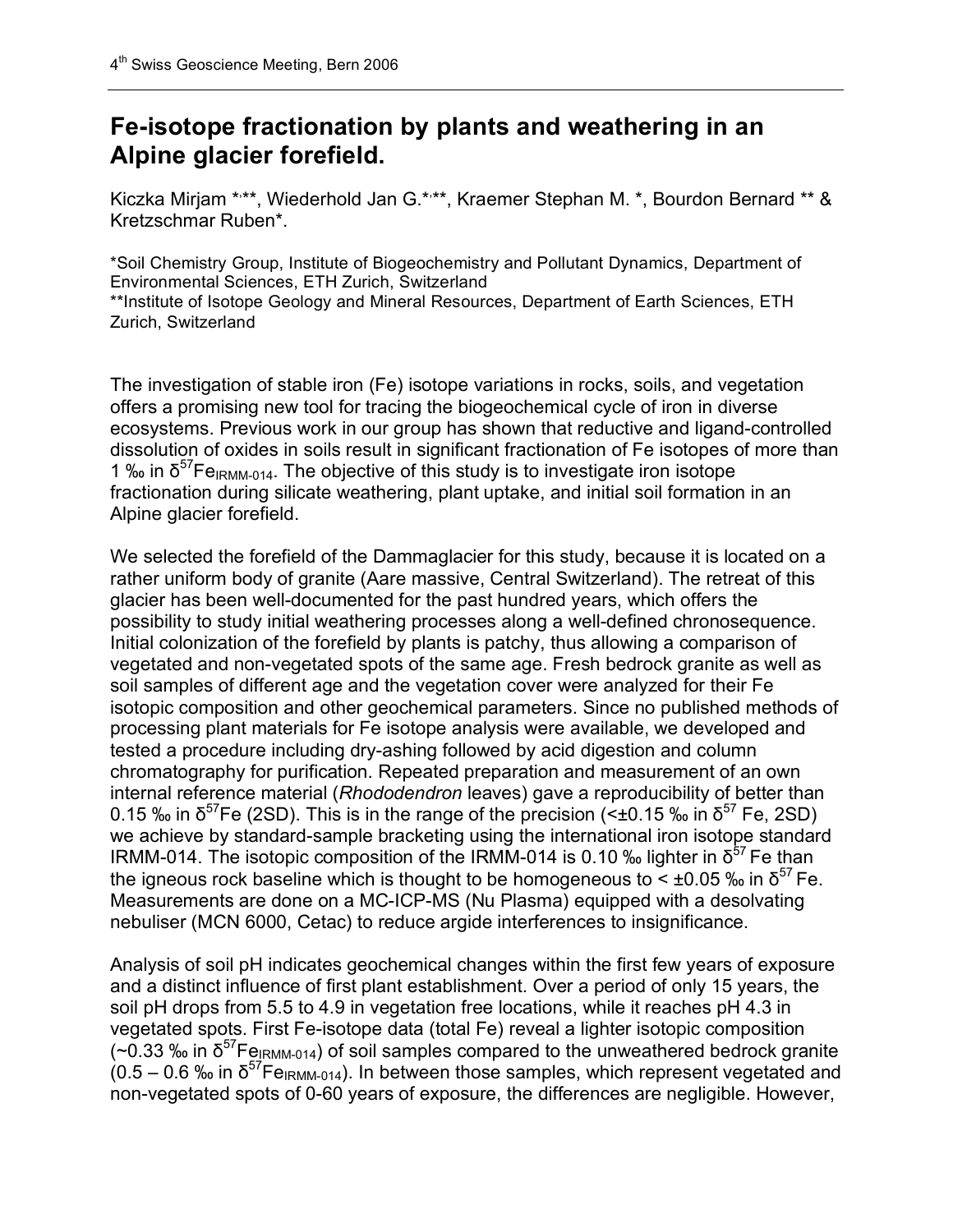# Fe-isotope fractionation by plants and weathering in an Alpine glacier forefield.

Kiczka Mirjam *,**, Wiederhold Jan G.*,**, Kraemer Stephan M. *, Bourdon Bernard ** & Kretzschmar Ruben*.

*Soil Chemistry Group, Institute of Biogeochemistry and Pollutant Dynamics, Department of Environmental Sciences, ETH Zurich, Switzerland
**Institute of Isotope Geology and Mineral Resources, Department of Earth Sciences, ETH Zurich, Switzerland

The investigation of stable iron (Fe) isotope variations in rocks, soils, and vegetation offers a promising new tool for tracing the biogeochemical cycle of iron in diverse ecosystems. Previous work in our group has shown that reductive and ligand-controlled dissolution of oxides in soils result in significant fractionation of Fe isotopes of more than 1 ‰ in $\delta^{57}Fe_{IRMM-014}$. The objective of this study is to investigate iron isotope fractionation during silicate weathering, plant uptake, and initial soil formation in an Alpine glacier forefield.

We selected the forefield of the Dammaglacier for this study, because it is located on a rather uniform body of granite (Aare massive, Central Switzerland). The retreat of this glacier has been well-documented for the past hundred years, which offers the possibility to study initial weathering processes along a well-defined chronosequence. Initial colonization of the forefield by plants is patchy, thus allowing a comparison of vegetated and non-vegetated spots of the same age. Fresh bedrock granite as well as soil samples of different age and the vegetation cover were analyzed for their Fe isotopic composition and other geochemical parameters. Since no published methods of processing plant materials for Fe isotope analysis were available, we developed and tested a procedure including dry-ashing followed by acid digestion and column chromatography for purification. Repeated preparation and measurement of an own internal reference material (*Rhododendron* leaves) gave a reproducibility of better than 0.15 ‰ in $\delta^{57}Fe$ (2SD). This is in the range of the precision (<±0.15 ‰ in $\delta^{57}$ Fe, 2SD) we achieve by standard-sample bracketing using the international iron isotope standard IRMM-014. The isotopic composition of the IRMM-014 is 0.10 ‰ lighter in $\delta^{57}$ Fe than the igneous rock baseline which is thought to be homogeneous to < ±0.05 ‰ in $\delta^{57}$ Fe. Measurements are done on a MC-ICP-MS (Nu Plasma) equipped with a desolvating nebuliser (MCN 6000, Cetac) to reduce argide interferences to insignificance.

Analysis of soil pH indicates geochemical changes within the first few years of exposure and a distinct influence of first plant establishment. Over a period of only 15 years, the soil pH drops from 5.5 to 4.9 in vegetation free locations, while it reaches pH 4.3 in vegetated spots. First Fe-isotope data (total Fe) reveal a lighter isotopic composition (~0.33 ‰ in $\delta^{57}Fe_{IRMM-014}$) of soil samples compared to the unweathered bedrock granite (0.5 – 0.6 ‰ in $\delta^{57}Fe_{IRMM-014}$). In between those samples, which represent vegetated and non-vegetated spots of 0-60 years of exposure, the differences are negligible. However,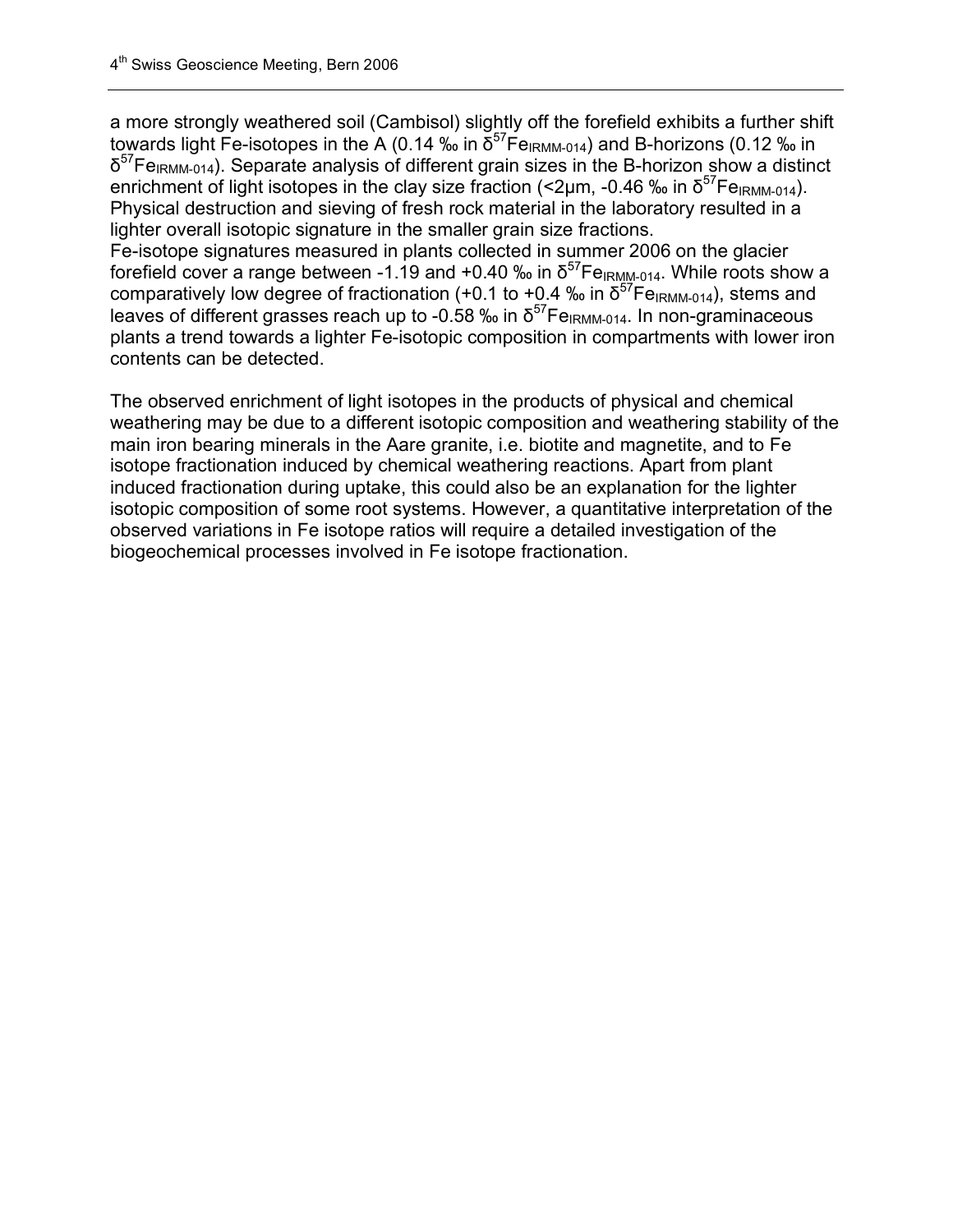a more strongly weathered soil (Cambisol) slightly off the forefield exhibits a further shift towards light Fe-isotopes in the A (0.14 ‰ in $\delta^{57}Fe_{IRMM-014}$) and B-horizons (0.12 ‰ in $\delta^{57}Fe_{IRMM-014}$). Separate analysis of different grain sizes in the B-horizon show a distinct enrichment of light isotopes in the clay size fraction (<2µm, -0.46 ‰ in $\delta^{57}Fe_{IRMM-014}$). Physical destruction and sieving of fresh rock material in the laboratory resulted in a lighter overall isotopic signature in the smaller grain size fractions.
Fe-isotope signatures measured in plants collected in summer 2006 on the glacier forefield cover a range between -1.19 and +0.40 ‰ in $\delta^{57}Fe_{IRMM-014}$. While roots show a comparatively low degree of fractionation (+0.1 to +0.4 ‰ in $\delta^{57}Fe_{IRMM-014}$), stems and leaves of different grasses reach up to -0.58 ‰ in $\delta^{57}Fe_{IRMM-014}$. In non-graminaceous plants a trend towards a lighter Fe-isotopic composition in compartments with lower iron contents can be detected.

The observed enrichment of light isotopes in the products of physical and chemical weathering may be due to a different isotopic composition and weathering stability of the main iron bearing minerals in the Aare granite, i.e. biotite and magnetite, and to Fe isotope fractionation induced by chemical weathering reactions. Apart from plant induced fractionation during uptake, this could also be an explanation for the lighter isotopic composition of some root systems. However, a quantitative interpretation of the observed variations in Fe isotope ratios will require a detailed investigation of the biogeochemical processes involved in Fe isotope fractionation.